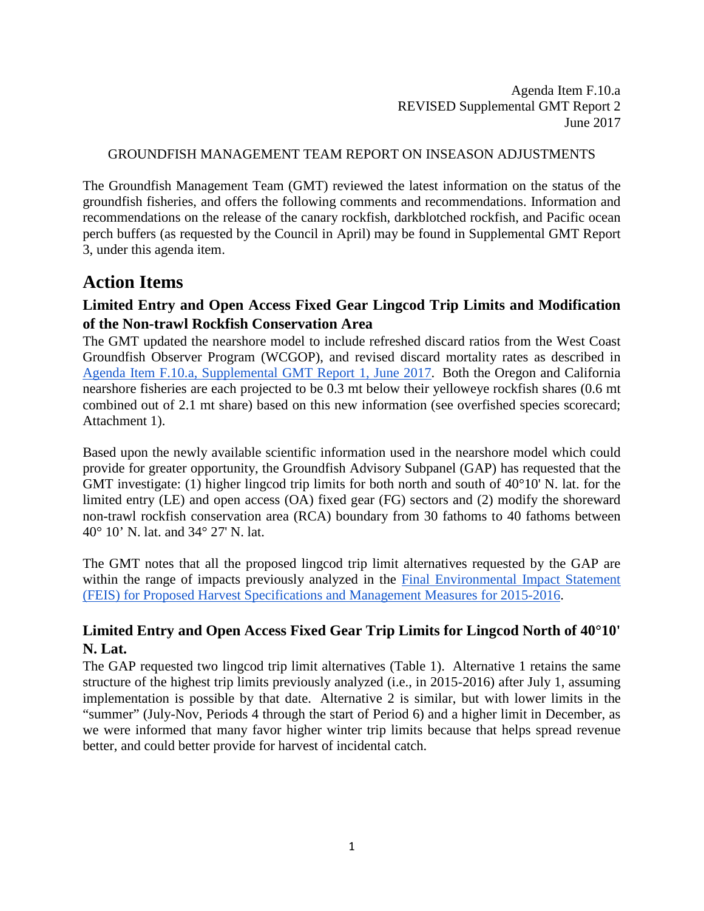Agenda Item F.10.a
REVISED Supplemental GMT Report 2
June 2017

GROUNDFISH MANAGEMENT TEAM REPORT ON INSEASON ADJUSTMENTS

The Groundfish Management Team (GMT) reviewed the latest information on the status of the groundfish fisheries, and offers the following comments and recommendations. Information and recommendations on the release of the canary rockfish, darkblotched rockfish, and Pacific ocean perch buffers (as requested by the Council in April) may be found in Supplemental GMT Report 3, under this agenda item.

# Action Items

## Limited Entry and Open Access Fixed Gear Lingcod Trip Limits and Modification of the Non-trawl Rockfish Conservation Area

The GMT updated the nearshore model to include refreshed discard ratios from the West Coast Groundfish Observer Program (WCGOP), and revised discard mortality rates as described in Agenda Item F.10.a, Supplemental GMT Report 1, June 2017. Both the Oregon and California nearshore fisheries are each projected to be 0.3 mt below their yelloweye rockfish shares (0.6 mt combined out of 2.1 mt share) based on this new information (see overfished species scorecard; Attachment 1).

Based upon the newly available scientific information used in the nearshore model which could provide for greater opportunity, the Groundfish Advisory Subpanel (GAP) has requested that the GMT investigate: (1) higher lingcod trip limits for both north and south of 40°10' N. lat. for the limited entry (LE) and open access (OA) fixed gear (FG) sectors and (2) modify the shoreward non-trawl rockfish conservation area (RCA) boundary from 30 fathoms to 40 fathoms between 40° 10' N. lat. and 34° 27' N. lat.

The GMT notes that all the proposed lingcod trip limit alternatives requested by the GAP are within the range of impacts previously analyzed in the Final Environmental Impact Statement (FEIS) for Proposed Harvest Specifications and Management Measures for 2015-2016.

## Limited Entry and Open Access Fixed Gear Trip Limits for Lingcod North of 40°10' N. Lat.

The GAP requested two lingcod trip limit alternatives (Table 1). Alternative 1 retains the same structure of the highest trip limits previously analyzed (i.e., in 2015-2016) after July 1, assuming implementation is possible by that date. Alternative 2 is similar, but with lower limits in the "summer" (July-Nov, Periods 4 through the start of Period 6) and a higher limit in December, as we were informed that many favor higher winter trip limits because that helps spread revenue better, and could better provide for harvest of incidental catch.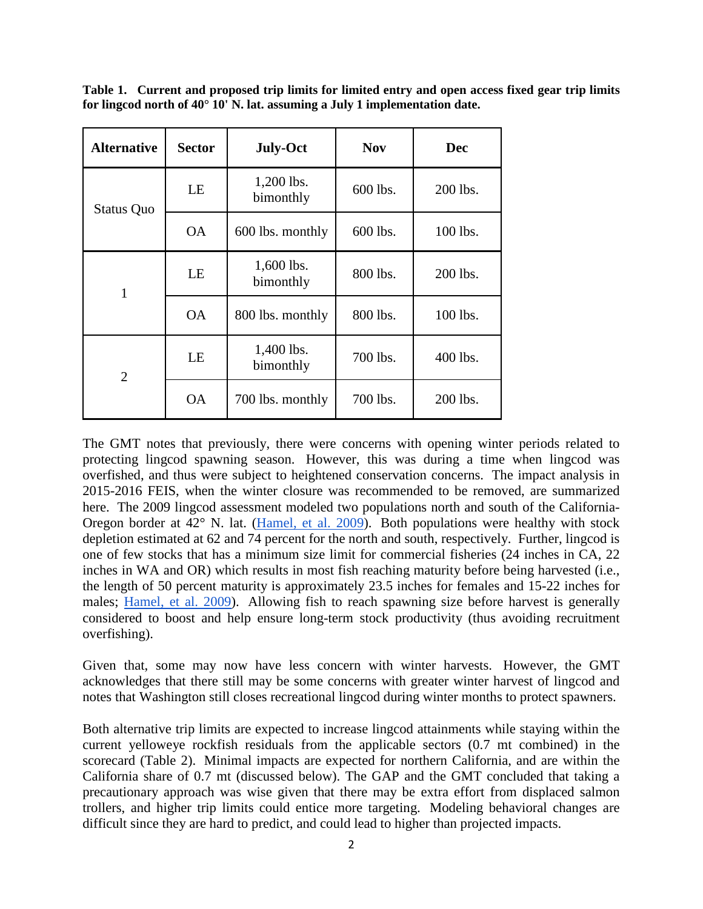**Table 1. Current and proposed trip limits for limited entry and open access fixed gear trip limits for lingcod north of 40° 10' N. lat. assuming a July 1 implementation date.**

| Alternative | Sector | July-Oct | Nov | Dec |
|---|---|---|---|---|
| Status Quo | LE | 1,200 lbs. bimonthly | 600 lbs. | 200 lbs. |
| | OA | 600 lbs. monthly | 600 lbs. | 100 lbs. |
| 1 | LE | 1,600 lbs. bimonthly | 800 lbs. | 200 lbs. |
| | OA | 800 lbs. monthly | 800 lbs. | 100 lbs. |
| 2 | LE | 1,400 lbs. bimonthly | 700 lbs. | 400 lbs. |
| | OA | 700 lbs. monthly | 700 lbs. | 200 lbs. |

The GMT notes that previously, there were concerns with opening winter periods related to protecting lingcod spawning season. However, this was during a time when lingcod was overfished, and thus were subject to heightened conservation concerns. The impact analysis in 2015-2016 FEIS, when the winter closure was recommended to be removed, are summarized here. The 2009 lingcod assessment modeled two populations north and south of the California-Oregon border at 42° N. lat. (Hamel, et al. 2009). Both populations were healthy with stock depletion estimated at 62 and 74 percent for the north and south, respectively. Further, lingcod is one of few stocks that has a minimum size limit for commercial fisheries (24 inches in CA, 22 inches in WA and OR) which results in most fish reaching maturity before being harvested (i.e., the length of 50 percent maturity is approximately 23.5 inches for females and 15-22 inches for males; Hamel, et al. 2009). Allowing fish to reach spawning size before harvest is generally considered to boost and help ensure long-term stock productivity (thus avoiding recruitment overfishing).

Given that, some may now have less concern with winter harvests. However, the GMT acknowledges that there still may be some concerns with greater winter harvest of lingcod and notes that Washington still closes recreational lingcod during winter months to protect spawners.

Both alternative trip limits are expected to increase lingcod attainments while staying within the current yelloweye rockfish residuals from the applicable sectors (0.7 mt combined) in the scorecard (Table 2). Minimal impacts are expected for northern California, and are within the California share of 0.7 mt (discussed below). The GAP and the GMT concluded that taking a precautionary approach was wise given that there may be extra effort from displaced salmon trollers, and higher trip limits could entice more targeting. Modeling behavioral changes are difficult since they are hard to predict, and could lead to higher than projected impacts.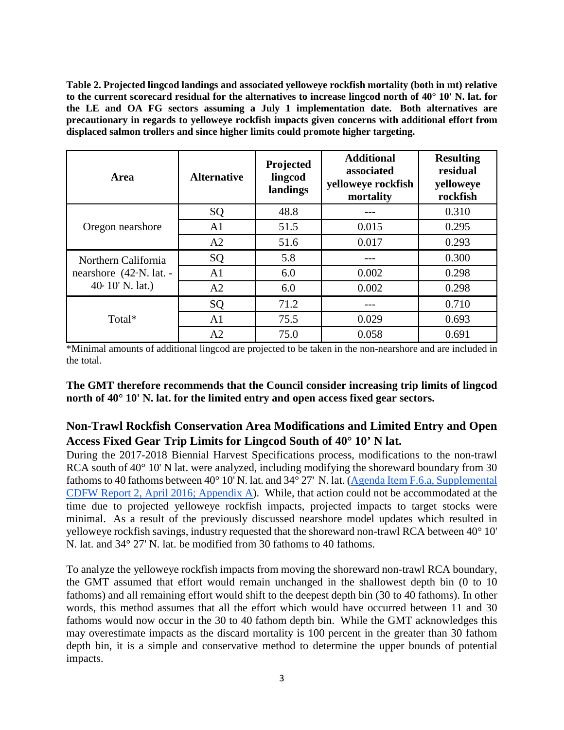**Table 2. Projected lingcod landings and associated yelloweye rockfish mortality (both in mt) relative to the current scorecard residual for the alternatives to increase lingcod north of 40° 10' N. lat. for the LE and OA FG sectors assuming a July 1 implementation date. Both alternatives are precautionary in regards to yelloweye rockfish impacts given concerns with additional effort from displaced salmon trollers and since higher limits could promote higher targeting.**

| Area | Alternative | Projected lingcod landings | Additional associated yelloweye rockfish mortality | Resulting residual yelloweye rockfish |
|---|---|---|---|---|
| Oregon nearshore | SQ | 48.8 | --- | 0.310 |
| | A1 | 51.5 | 0.015 | 0.295 |
| | A2 | 51.6 | 0.017 | 0.293 |
| Northern California nearshore (42° N. lat. - 40° 10' N. lat.) | SQ | 5.8 | --- | 0.300 |
| | A1 | 6.0 | 0.002 | 0.298 |
| | A2 | 6.0 | 0.002 | 0.298 |
| Total* | SQ | 71.2 | --- | 0.710 |
| | A1 | 75.5 | 0.029 | 0.693 |
| | A2 | 75.0 | 0.058 | 0.691 |

*Minimal amounts of additional lingcod are projected to be taken in the non-nearshore and are included in the total.

**The GMT therefore recommends that the Council consider increasing trip limits of lingcod north of 40° 10' N. lat. for the limited entry and open access fixed gear sectors.**

## Non-Trawl Rockfish Conservation Area Modifications and Limited Entry and Open Access Fixed Gear Trip Limits for Lingcod South of 40° 10' N lat.

During the 2017-2018 Biennial Harvest Specifications process, modifications to the non-trawl RCA south of 40° 10' N lat. were analyzed, including modifying the shoreward boundary from 30 fathoms to 40 fathoms between 40° 10' N. lat. and 34° 27' N. lat. (Agenda Item F.6.a, Supplemental CDFW Report 2, April 2016; Appendix A). While, that action could not be accommodated at the time due to projected yelloweye rockfish impacts, projected impacts to target stocks were minimal. As a result of the previously discussed nearshore model updates which resulted in yelloweye rockfish savings, industry requested that the shoreward non-trawl RCA between 40° 10' N. lat. and 34° 27' N. lat. be modified from 30 fathoms to 40 fathoms.

To analyze the yelloweye rockfish impacts from moving the shoreward non-trawl RCA boundary, the GMT assumed that effort would remain unchanged in the shallowest depth bin (0 to 10 fathoms) and all remaining effort would shift to the deepest depth bin (30 to 40 fathoms). In other words, this method assumes that all the effort which would have occurred between 11 and 30 fathoms would now occur in the 30 to 40 fathom depth bin. While the GMT acknowledges this may overestimate impacts as the discard mortality is 100 percent in the greater than 30 fathom depth bin, it is a simple and conservative method to determine the upper bounds of potential impacts.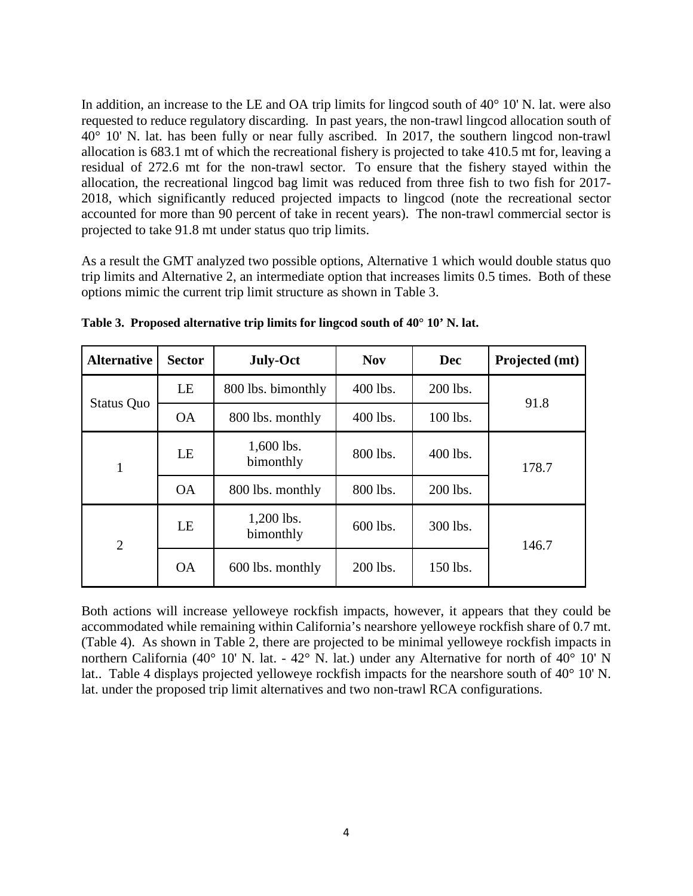In addition, an increase to the LE and OA trip limits for lingcod south of 40° 10' N. lat. were also requested to reduce regulatory discarding. In past years, the non-trawl lingcod allocation south of 40° 10' N. lat. has been fully or near fully ascribed. In 2017, the southern lingcod non-trawl allocation is 683.1 mt of which the recreational fishery is projected to take 410.5 mt for, leaving a residual of 272.6 mt for the non-trawl sector. To ensure that the fishery stayed within the allocation, the recreational lingcod bag limit was reduced from three fish to two fish for 2017-2018, which significantly reduced projected impacts to lingcod (note the recreational sector accounted for more than 90 percent of take in recent years). The non-trawl commercial sector is projected to take 91.8 mt under status quo trip limits.

As a result the GMT analyzed two possible options, Alternative 1 which would double status quo trip limits and Alternative 2, an intermediate option that increases limits 0.5 times. Both of these options mimic the current trip limit structure as shown in Table 3.

**Table 3. Proposed alternative trip limits for lingcod south of 40° 10’ N. lat.**

| Alternative | Sector | July-Oct | Nov | Dec | Projected (mt) |
|---|---|---|---|---|---|
| Status Quo | LE | 800 lbs. bimonthly | 400 lbs. | 200 lbs. | 91.8 |
| | OA | 800 lbs. monthly | 400 lbs. | 100 lbs. | |
| 1 | LE | 1,600 lbs. bimonthly | 800 lbs. | 400 lbs. | 178.7 |
| | OA | 800 lbs. monthly | 800 lbs. | 200 lbs. | |
| 2 | LE | 1,200 lbs. bimonthly | 600 lbs. | 300 lbs. | 146.7 |
| | OA | 600 lbs. monthly | 200 lbs. | 150 lbs. | |

Both actions will increase yelloweye rockfish impacts, however, it appears that they could be accommodated while remaining within California’s nearshore yelloweye rockfish share of 0.7 mt. (Table 4). As shown in Table 2, there are projected to be minimal yelloweye rockfish impacts in northern California (40° 10' N. lat. - 42° N. lat.) under any Alternative for north of 40° 10' N lat.. Table 4 displays projected yelloweye rockfish impacts for the nearshore south of 40° 10' N. lat. under the proposed trip limit alternatives and two non-trawl RCA configurations.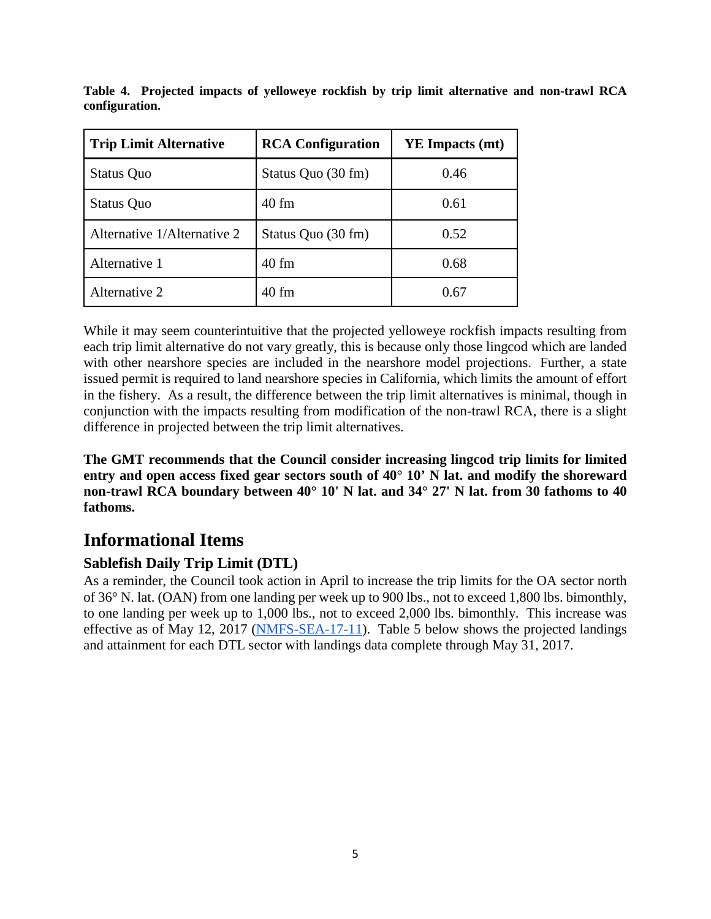**Table 4. Projected impacts of yelloweye rockfish by trip limit alternative and non-trawl RCA configuration.**

| Trip Limit Alternative | RCA Configuration | YE Impacts (mt) |
|---|---|---|
| Status Quo | Status Quo (30 fm) | 0.46 |
| Status Quo | 40 fm | 0.61 |
| Alternative 1/Alternative 2 | Status Quo (30 fm) | 0.52 |
| Alternative 1 | 40 fm | 0.68 |
| Alternative 2 | 40 fm | 0.67 |

While it may seem counterintuitive that the projected yelloweye rockfish impacts resulting from each trip limit alternative do not vary greatly, this is because only those lingcod which are landed with other nearshore species are included in the nearshore model projections. Further, a state issued permit is required to land nearshore species in California, which limits the amount of effort in the fishery. As a result, the difference between the trip limit alternatives is minimal, though in conjunction with the impacts resulting from modification of the non-trawl RCA, there is a slight difference in projected between the trip limit alternatives.

**The GMT recommends that the Council consider increasing lingcod trip limits for limited entry and open access fixed gear sectors south of 40° 10' N lat. and modify the shoreward non-trawl RCA boundary between 40° 10' N lat. and 34° 27' N lat. from 30 fathoms to 40 fathoms.**

# Informational Items

## Sablefish Daily Trip Limit (DTL)

As a reminder, the Council took action in April to increase the trip limits for the OA sector north of 36° N. lat. (OAN) from one landing per week up to 900 lbs., not to exceed 1,800 lbs. bimonthly, to one landing per week up to 1,000 lbs., not to exceed 2,000 lbs. bimonthly. This increase was effective as of May 12, 2017 (NMFS-SEA-17-11). Table 5 below shows the projected landings and attainment for each DTL sector with landings data complete through May 31, 2017.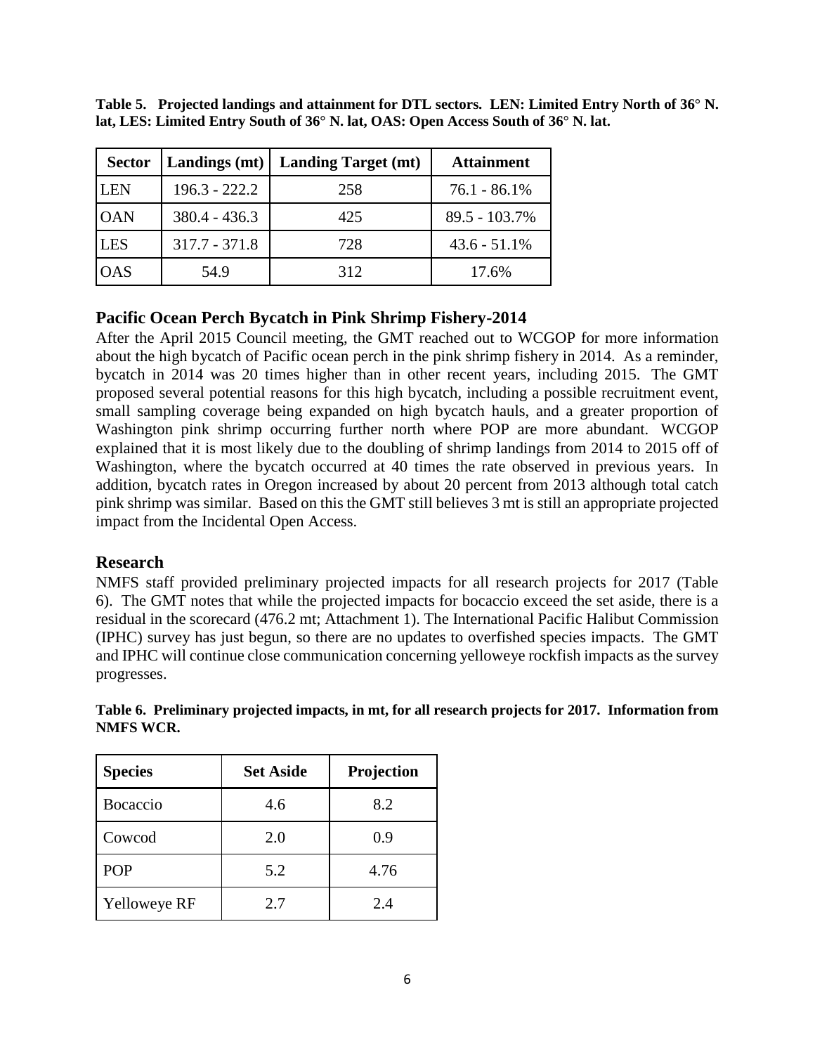**Table 5. Projected landings and attainment for DTL sectors. LEN: Limited Entry North of 36° N. lat, LES: Limited Entry South of 36° N. lat, OAS: Open Access South of 36° N. lat.**

| Sector | Landings (mt) | Landing Target (mt) | Attainment |
|---|---|---|---|
| LEN | 196.3 - 222.2 | 258 | 76.1 - 86.1% |
| OAN | 380.4 - 436.3 | 425 | 89.5 - 103.7% |
| LES | 317.7 - 371.8 | 728 | 43.6 - 51.1% |
| OAS | 54.9 | 312 | 17.6% |

## Pacific Ocean Perch Bycatch in Pink Shrimp Fishery-2014

After the April 2015 Council meeting, the GMT reached out to WCGOP for more information about the high bycatch of Pacific ocean perch in the pink shrimp fishery in 2014. As a reminder, bycatch in 2014 was 20 times higher than in other recent years, including 2015. The GMT proposed several potential reasons for this high bycatch, including a possible recruitment event, small sampling coverage being expanded on high bycatch hauls, and a greater proportion of Washington pink shrimp occurring further north where POP are more abundant. WCGOP explained that it is most likely due to the doubling of shrimp landings from 2014 to 2015 off of Washington, where the bycatch occurred at 40 times the rate observed in previous years. In addition, bycatch rates in Oregon increased by about 20 percent from 2013 although total catch pink shrimp was similar. Based on this the GMT still believes 3 mt is still an appropriate projected impact from the Incidental Open Access.

## Research

NMFS staff provided preliminary projected impacts for all research projects for 2017 (Table 6). The GMT notes that while the projected impacts for bocaccio exceed the set aside, there is a residual in the scorecard (476.2 mt; Attachment 1). The International Pacific Halibut Commission (IPHC) survey has just begun, so there are no updates to overfished species impacts. The GMT and IPHC will continue close communication concerning yelloweye rockfish impacts as the survey progresses.

**Table 6. Preliminary projected impacts, in mt, for all research projects for 2017. Information from NMFS WCR.**

| Species | Set Aside | Projection |
|---|---|---|
| Bocaccio | 4.6 | 8.2 |
| Cowcod | 2.0 | 0.9 |
| POP | 5.2 | 4.76 |
| Yelloweye RF | 2.7 | 2.4 |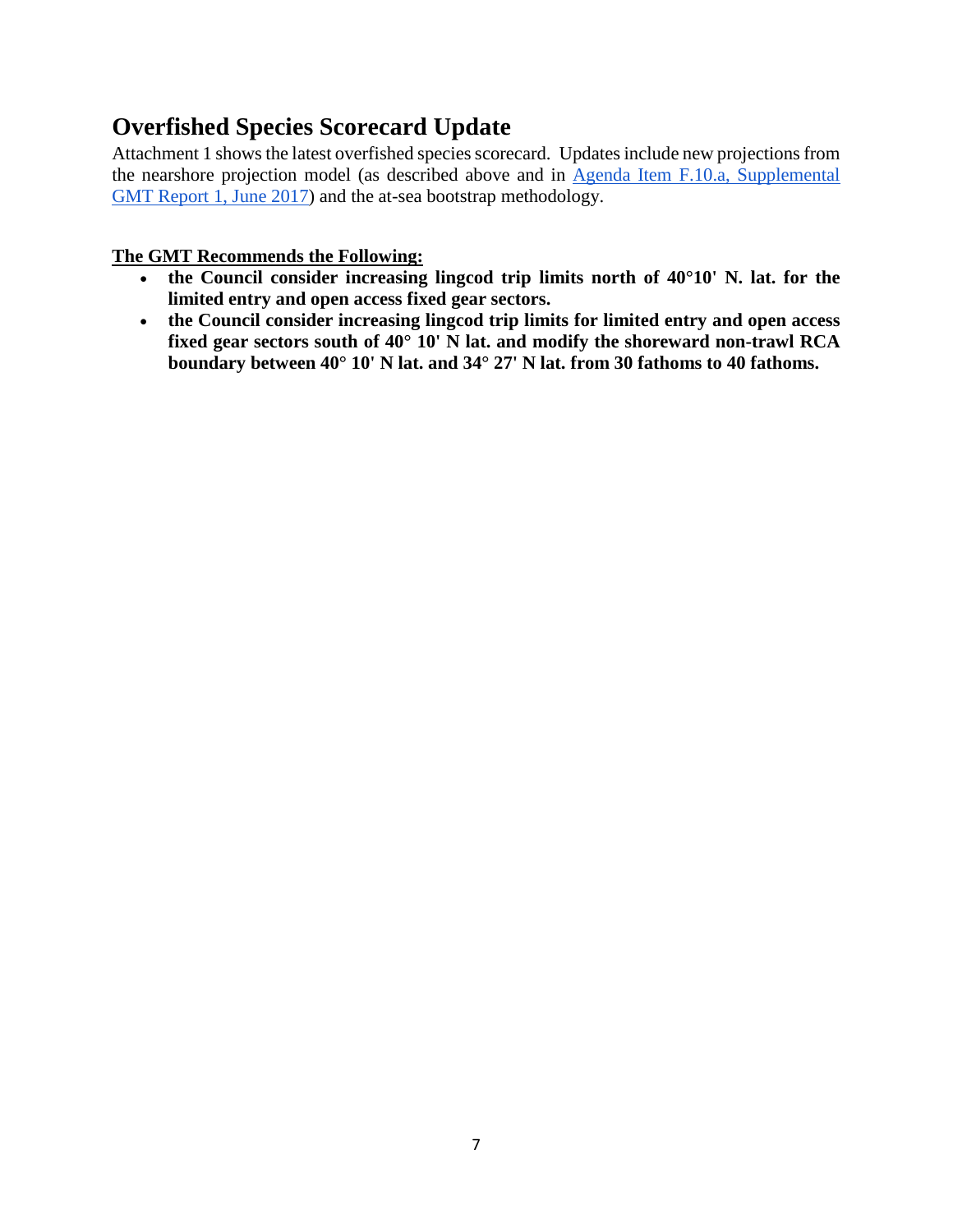## Overfished Species Scorecard Update

Attachment 1 shows the latest overfished species scorecard. Updates include new projections from the nearshore projection model (as described above and in Agenda Item F.10.a, Supplemental GMT Report 1, June 2017) and the at-sea bootstrap methodology.

**The GMT Recommends the Following:**

- **the Council consider increasing lingcod trip limits north of 40°10' N. lat. for the limited entry and open access fixed gear sectors.**
- **the Council consider increasing lingcod trip limits for limited entry and open access fixed gear sectors south of 40° 10' N lat. and modify the shoreward non-trawl RCA boundary between 40° 10' N lat. and 34° 27' N lat. from 30 fathoms to 40 fathoms.**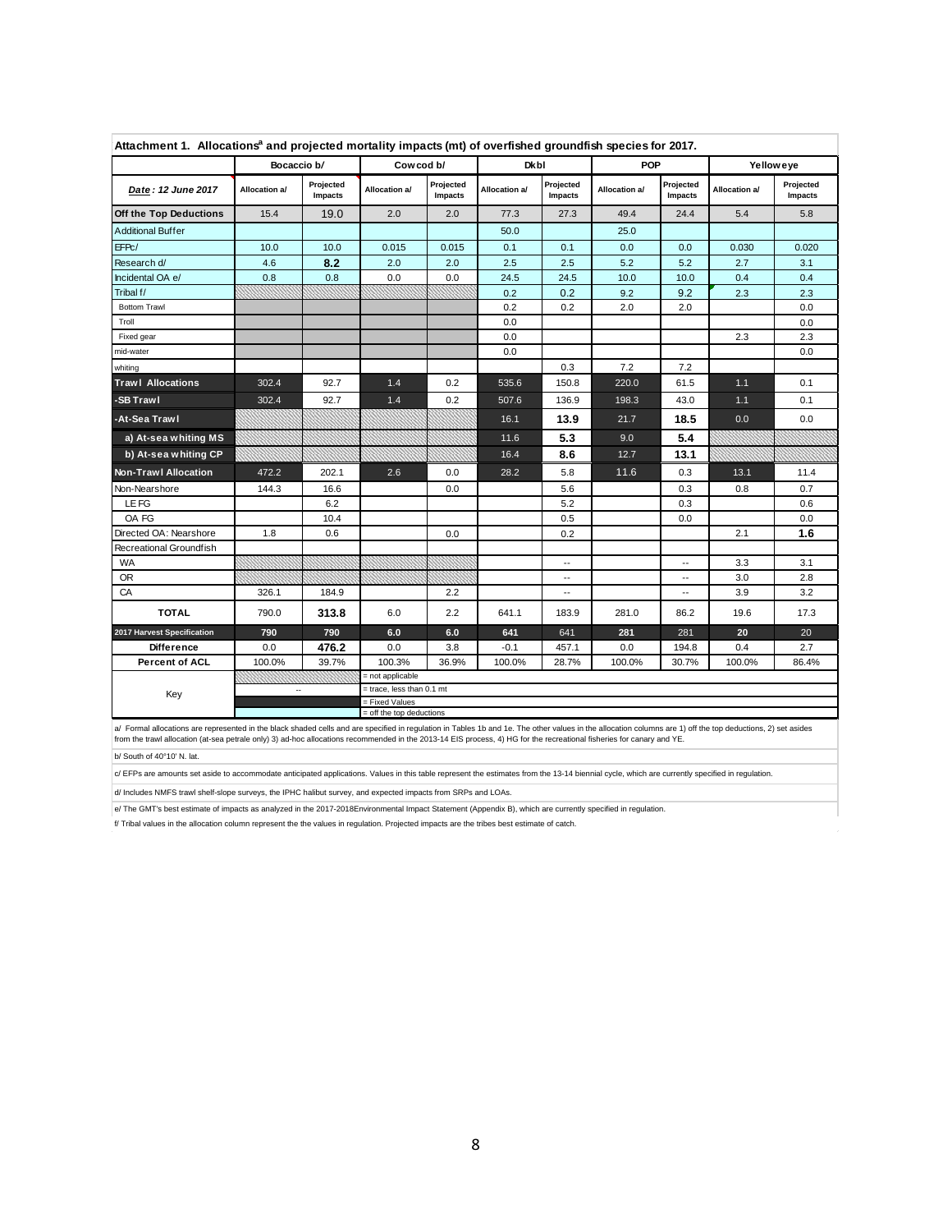**Attachment 1. Allocations[a] and projected mortality impacts (mt) of overfished groundfish species for 2017.**

| | Bocaccio b/ | | Cowcod b/ | | Dkbl | | POP | | Yelloweye | |
|---|---|---|---|---|---|---|---|---|---|---|
| ***Date*: 12 June 2017** | Allocation a/ | Projected Impacts | Allocation a/ | Projected Impacts | Allocation a/ | Projected Impacts | Allocation a/ | Projected Impacts | Allocation a/ | Projected Impacts |
| **Off the Top Deductions** | 15.4 | 19.0 | 2.0 | 2.0 | 77.3 | 27.3 | 49.4 | 24.4 | 5.4 | 5.8 |
| Additional Buffer | | | | | 50.0 | | 25.0 | | | |
| EFPc/ | 10.0 | 10.0 | 0.015 | 0.015 | 0.1 | 0.1 | 0.0 | 0.0 | 0.030 | 0.020 |
| Research d/ | 4.6 | **8.2** | 2.0 | 2.0 | 2.5 | 2.5 | 5.2 | 5.2 | 2.7 | 3.1 |
| Incidental OA e/ | 0.8 | 0.8 | 0.0 | 0.0 | 24.5 | 24.5 | 10.0 | 10.0 | 0.4 | 0.4 |
| Tribal f/ | | | | | 0.2 | 0.2 | 9.2 | 9.2 | 2.3 | 2.3 |
| Bottom Trawl | | | | | 0.2 | 0.2 | 2.0 | 2.0 | | 0.0 |
| Troll | | | | | 0.0 | | | | | 0.0 |
| Fixed gear | | | | | 0.0 | | | | 2.3 | 2.3 |
| mid-water | | | | | 0.0 | | | | | 0.0 |
| whiting | | | | | | 0.3 | 7.2 | 7.2 | | |
| **Trawl Allocations** | 302.4 | 92.7 | 1.4 | 0.2 | 535.6 | 150.8 | 220.0 | 61.5 | 1.1 | 0.1 |
| **-SB Trawl** | 302.4 | 92.7 | 1.4 | 0.2 | 507.6 | 136.9 | 198.3 | 43.0 | 1.1 | 0.1 |
| **-At-Sea Trawl** | | | | | 16.1 | **13.9** | 21.7 | **18.5** | 0.0 | 0.0 |
| **a) At-sea whiting MS** | | | | | 11.6 | **5.3** | 9.0 | **5.4** | | |
| **b) At-sea whiting CP** | | | | | 16.4 | **8.6** | 12.7 | **13.1** | | |
| **Non-Trawl Allocation** | 472.2 | 202.1 | 2.6 | 0.0 | 28.2 | 5.8 | 11.6 | 0.3 | 13.1 | 11.4 |
| Non-Nearshore | 144.3 | 16.6 | | 0.0 | | 5.6 | | 0.3 | 0.8 | 0.7 |
| LE FG | | 6.2 | | | | 5.2 | | 0.3 | | 0.6 |
| OA FG | | 10.4 | | | | 0.5 | | 0.0 | | 0.0 |
| Directed OA: Nearshore | 1.8 | 0.6 | | 0.0 | | 0.2 | | | 2.1 | **1.6** |
| Recreational Groundfish | | | | | | | | | | |
| WA | | | | | | -- | | -- | 3.3 | 3.1 |
| OR | | | | | | -- | | -- | 3.0 | 2.8 |
| CA | 326.1 | 184.9 | | 2.2 | | -- | | -- | 3.9 | 3.2 |
| **TOTAL** | 790.0 | **313.8** | 6.0 | 2.2 | 641.1 | 183.9 | 281.0 | 86.2 | 19.6 | 17.3 |
| **2017 Harvest Specification** | **790** | **790** | **6.0** | **6.0** | **641** | 641 | **281** | 281 | **20** | 20 |
| **Difference** | 0.0 | **476.2** | 0.0 | 3.8 | -0.1 | 457.1 | 0.0 | 194.8 | 0.4 | 2.7 |
| **Percent of ACL** | 100.0% | 39.7% | 100.3% | 36.9% | 100.0% | 28.7% | 100.0% | 30.7% | 100.0% | 86.4% |

Key:
- (hatched) = not applicable
- -- = trace, less than 0.1 mt
- (black) = Fixed Values
- (cyan) = off the top deductions

a/ Formal allocations are represented in the black shaded cells and are specified in regulation in Tables 1b and 1e. The other values in the allocation columns are 1) off the top deductions, 2) set asides from the trawl allocation (at-sea petrale only) 3) ad-hoc allocations recommended in the 2013-14 EIS process, 4) HG for the recreational fisheries for canary and YE.

b/ South of 40°10' N. lat.

c/ EFPs are amounts set aside to accommodate anticipated applications. Values in this table represent the estimates from the 13-14 biennial cycle, which are currently specified in regulation.

d/ Includes NMFS trawl shelf-slope surveys, the IPHC halibut survey, and expected impacts from SRPs and LOAs.

e/ The GMT's best estimate of impacts as analyzed in the 2017-2018Environmental Impact Statement (Appendix B), which are currently specified in regulation.

f/ Tribal values in the allocation column represent the the values in regulation. Projected impacts are the tribes best estimate of catch.